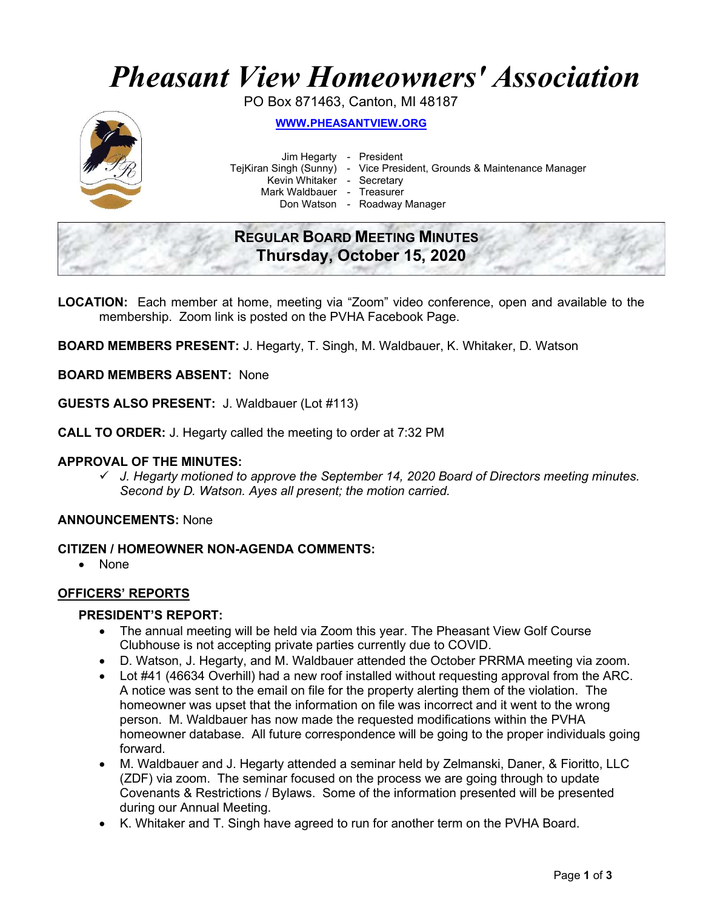# *Pheasant View Homeowners' Association*

PO Box 871463, Canton, MI 48187

**WWW.PHEASANTVIEW.ORG**

Jim Hegarty - President
TejKiran Singh (Sunny) - Vice President, Grounds & Maintenance Manager
Kevin Whitaker - Secretary
Mark Waldbauer - Treasurer
Don Watson - Roadway Manager

## REGULAR BOARD MEETING MINUTES
## Thursday, October 15, 2020

**LOCATION:** Each member at home, meeting via "Zoom" video conference, open and available to the membership. Zoom link is posted on the PVHA Facebook Page.

**BOARD MEMBERS PRESENT:** J. Hegarty, T. Singh, M. Waldbauer, K. Whitaker, D. Watson

**BOARD MEMBERS ABSENT:** None

**GUESTS ALSO PRESENT:** J. Waldbauer (Lot #113)

**CALL TO ORDER:** J. Hegarty called the meeting to order at 7:32 PM

**APPROVAL OF THE MINUTES:**

- ✓ *J. Hegarty motioned to approve the September 14, 2020 Board of Directors meeting minutes. Second by D. Watson. Ayes all present; the motion carried.*

**ANNOUNCEMENTS:** None

**CITIZEN / HOMEOWNER NON-AGENDA COMMENTS:**

- None

## OFFICERS' REPORTS

### PRESIDENT'S REPORT:

- The annual meeting will be held via Zoom this year. The Pheasant View Golf Course Clubhouse is not accepting private parties currently due to COVID.
- D. Watson, J. Hegarty, and M. Waldbauer attended the October PRRMA meeting via zoom.
- Lot #41 (46634 Overhill) had a new roof installed without requesting approval from the ARC. A notice was sent to the email on file for the property alerting them of the violation. The homeowner was upset that the information on file was incorrect and it went to the wrong person. M. Waldbauer has now made the requested modifications within the PVHA homeowner database. All future correspondence will be going to the proper individuals going forward.
- M. Waldbauer and J. Hegarty attended a seminar held by Zelmanski, Daner, & Fioritto, LLC (ZDF) via zoom. The seminar focused on the process we are going through to update Covenants & Restrictions / Bylaws. Some of the information presented will be presented during our Annual Meeting.
- K. Whitaker and T. Singh have agreed to run for another term on the PVHA Board.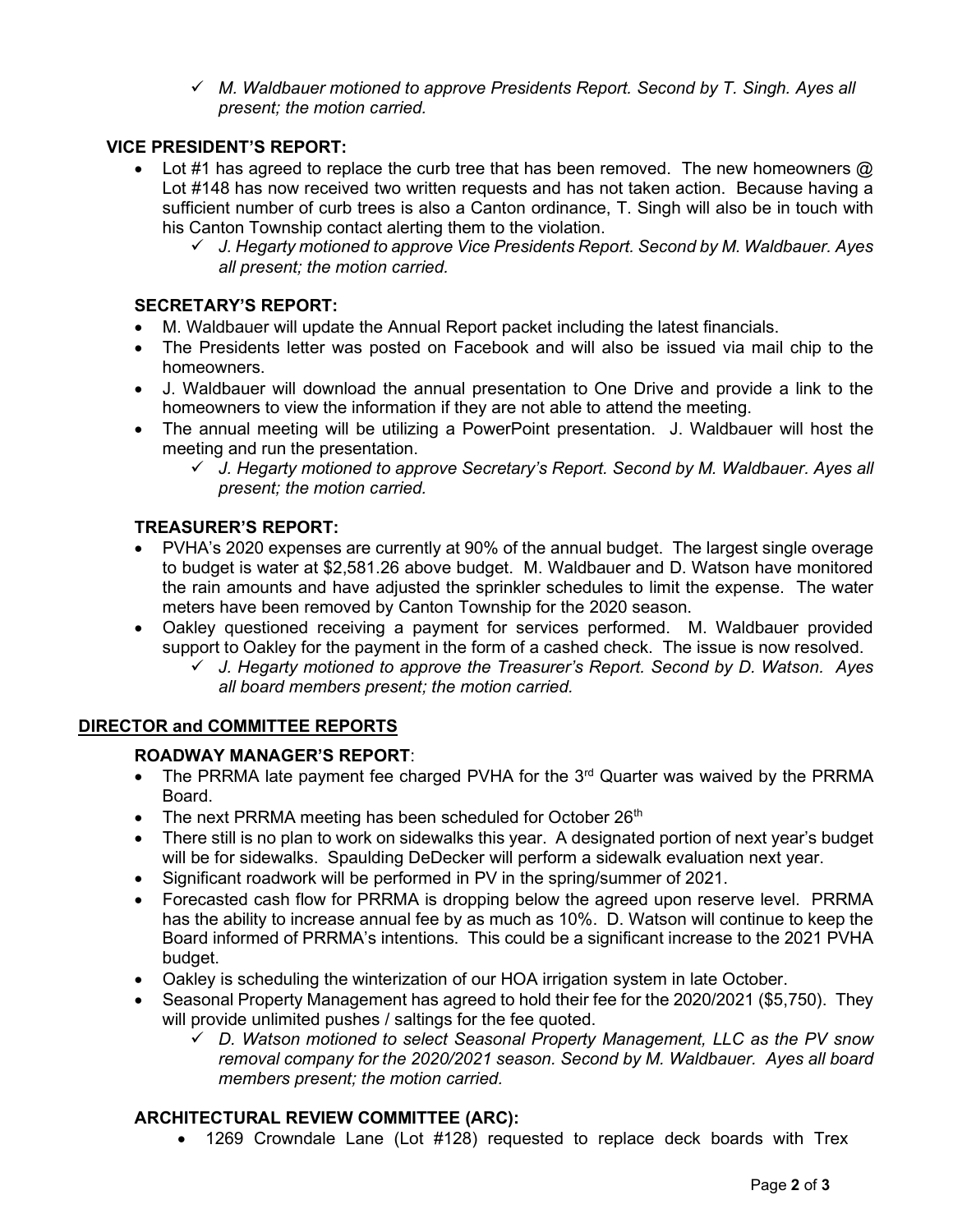- ✓ *M. Waldbauer motioned to approve Presidents Report. Second by T. Singh. Ayes all present; the motion carried.*

### VICE PRESIDENT'S REPORT:

- Lot #1 has agreed to replace the curb tree that has been removed. The new homeowners @ Lot #148 has now received two written requests and has not taken action. Because having a sufficient number of curb trees is also a Canton ordinance, T. Singh will also be in touch with his Canton Township contact alerting them to the violation.
  - ✓ *J. Hegarty motioned to approve Vice Presidents Report. Second by M. Waldbauer. Ayes all present; the motion carried.*

### SECRETARY'S REPORT:

- M. Waldbauer will update the Annual Report packet including the latest financials.
- The Presidents letter was posted on Facebook and will also be issued via mail chip to the homeowners.
- J. Waldbauer will download the annual presentation to One Drive and provide a link to the homeowners to view the information if they are not able to attend the meeting.
- The annual meeting will be utilizing a PowerPoint presentation. J. Waldbauer will host the meeting and run the presentation.
  - ✓ *J. Hegarty motioned to approve Secretary's Report. Second by M. Waldbauer. Ayes all present; the motion carried.*

### TREASURER'S REPORT:

- PVHA's 2020 expenses are currently at 90% of the annual budget. The largest single overage to budget is water at $2,581.26 above budget. M. Waldbauer and D. Watson have monitored the rain amounts and have adjusted the sprinkler schedules to limit the expense. The water meters have been removed by Canton Township for the 2020 season.
- Oakley questioned receiving a payment for services performed. M. Waldbauer provided support to Oakley for the payment in the form of a cashed check. The issue is now resolved.
  - ✓ *J. Hegarty motioned to approve the Treasurer's Report. Second by D. Watson. Ayes all board members present; the motion carried.*

## DIRECTOR and COMMITTEE REPORTS

### ROADWAY MANAGER'S REPORT:

- The PRRMA late payment fee charged PVHA for the 3rd Quarter was waived by the PRRMA Board.
- The next PRRMA meeting has been scheduled for October 26th
- There still is no plan to work on sidewalks this year. A designated portion of next year's budget will be for sidewalks. Spaulding DeDecker will perform a sidewalk evaluation next year.
- Significant roadwork will be performed in PV in the spring/summer of 2021.
- Forecasted cash flow for PRRMA is dropping below the agreed upon reserve level. PRRMA has the ability to increase annual fee by as much as 10%. D. Watson will continue to keep the Board informed of PRRMA's intentions. This could be a significant increase to the 2021 PVHA budget.
- Oakley is scheduling the winterization of our HOA irrigation system in late October.
- Seasonal Property Management has agreed to hold their fee for the 2020/2021 ($5,750). They will provide unlimited pushes / saltings for the fee quoted.
  - ✓ *D. Watson motioned to select Seasonal Property Management, LLC as the PV snow removal company for the 2020/2021 season. Second by M. Waldbauer. Ayes all board members present; the motion carried.*

### ARCHITECTURAL REVIEW COMMITTEE (ARC):

- 1269 Crowndale Lane (Lot #128) requested to replace deck boards with Trex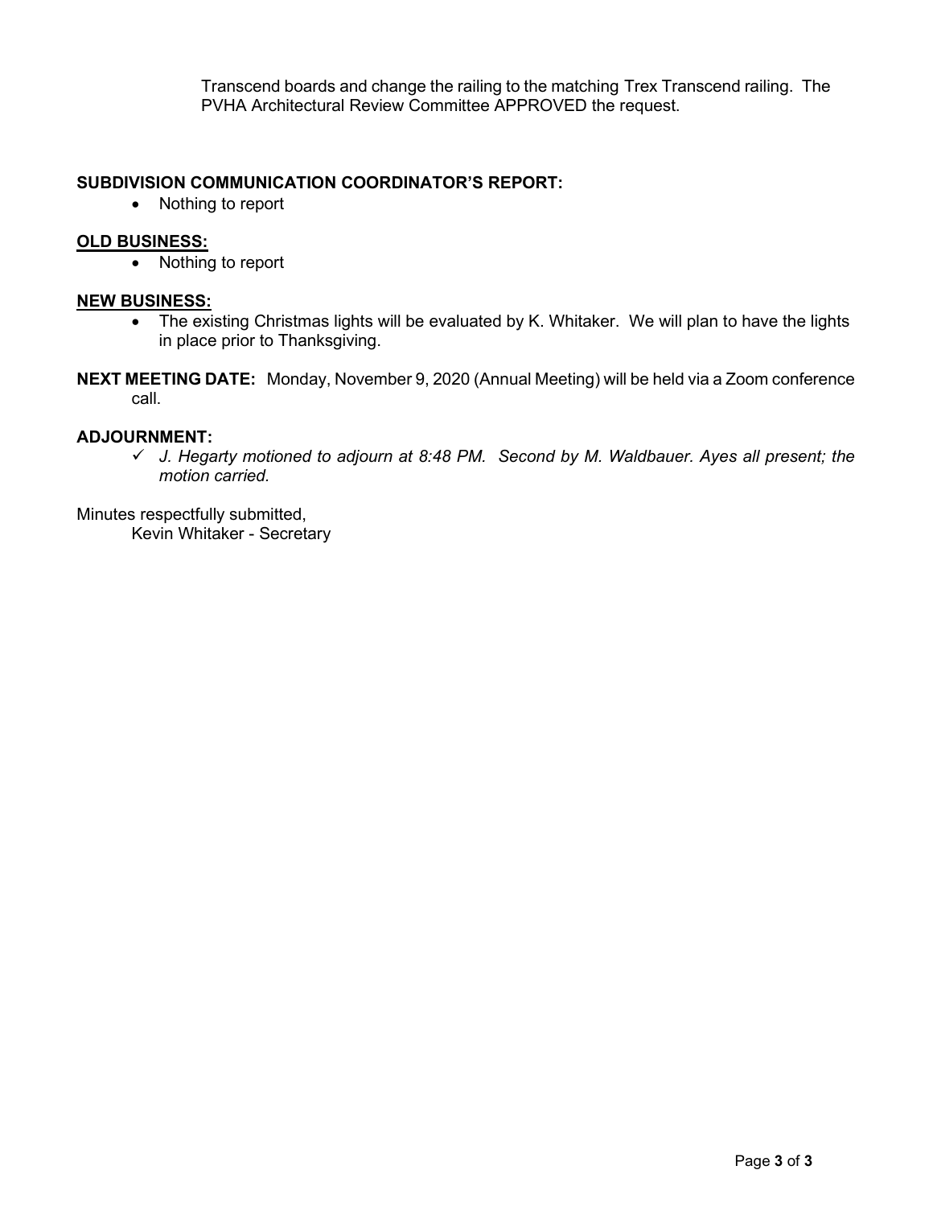Transcend boards and change the railing to the matching Trex Transcend railing. The PVHA Architectural Review Committee APPROVED the request.

**SUBDIVISION COMMUNICATION COORDINATOR'S REPORT:**

- Nothing to report

**OLD BUSINESS:**

- Nothing to report

**NEW BUSINESS:**

- The existing Christmas lights will be evaluated by K. Whitaker. We will plan to have the lights in place prior to Thanksgiving.

**NEXT MEETING DATE:** Monday, November 9, 2020 (Annual Meeting) will be held via a Zoom conference call.

**ADJOURNMENT:**

- ✓ *J. Hegarty motioned to adjourn at 8:48 PM. Second by M. Waldbauer. Ayes all present; the motion carried.*

Minutes respectfully submitted,
Kevin Whitaker - Secretary